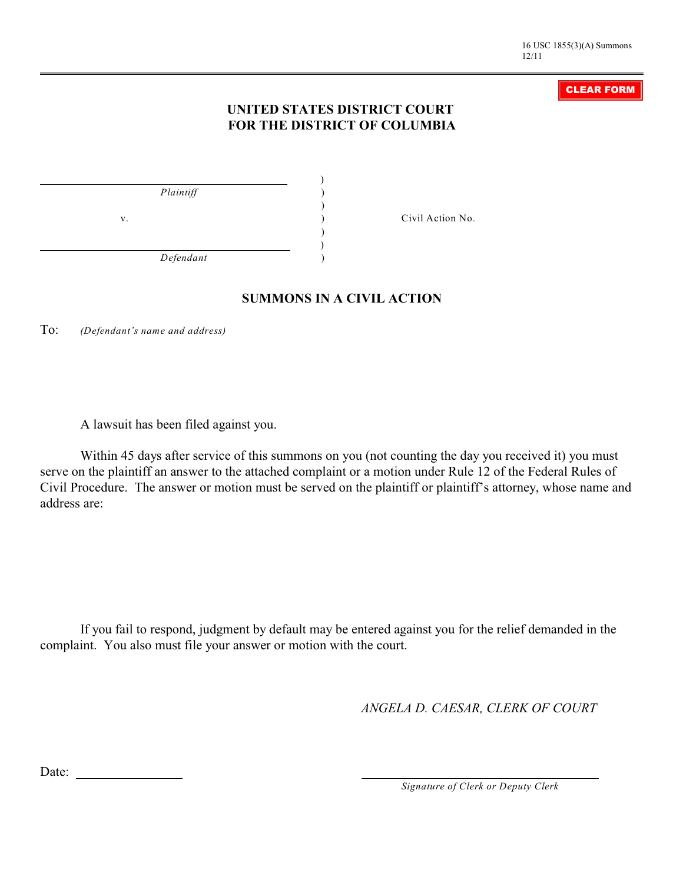16 USC 1855(3)(A) Summons
12/11

CLEAR FORM

# UNITED STATES DISTRICT COURT
# FOR THE DISTRICT OF COLUMBIA

| | | |
|---|---|---|
| ____________________ *Plaintiff* | ) | |
| v. | ) | Civil Action No. |
| ____________________ *Defendant* | ) | |

## SUMMONS IN A CIVIL ACTION

To: *(Defendant's name and address)*

A lawsuit has been filed against you.

Within 45 days after service of this summons on you (not counting the day you received it) you must serve on the plaintiff an answer to the attached complaint or a motion under Rule 12 of the Federal Rules of Civil Procedure. The answer or motion must be served on the plaintiff or plaintiff's attorney, whose name and address are:

If you fail to respond, judgment by default may be entered against you for the relief demanded in the complaint. You also must file your answer or motion with the court.

*ANGELA D. CAESAR, CLERK OF COURT*

Date: ____________

____________________
*Signature of Clerk or Deputy Clerk*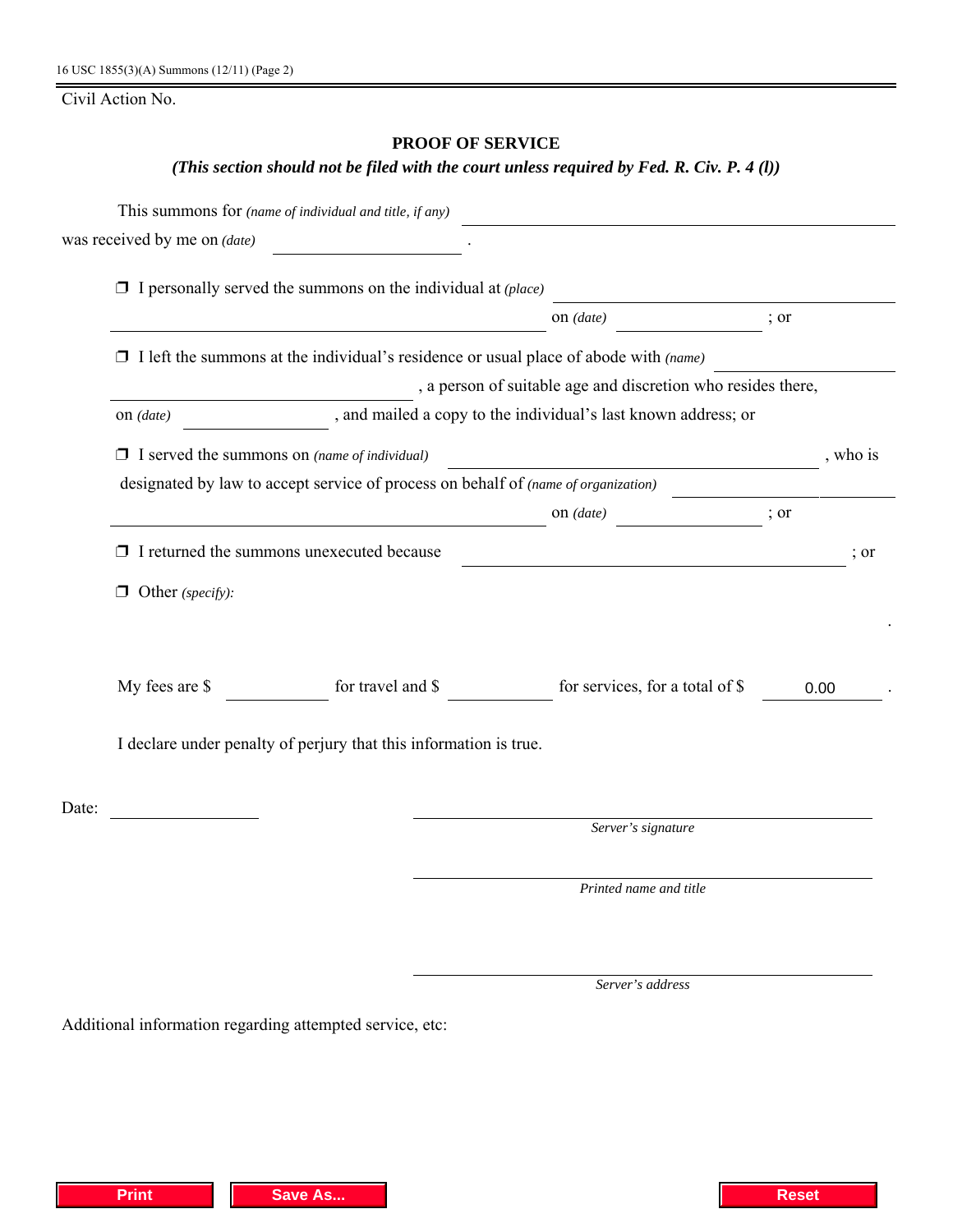Civil Action No.

## PROOF OF SERVICE

***(This section should not be filed with the court unless required by Fed. R. Civ. P. 4 (l))***

This summons for *(name of individual and title, if any)* ______________________________
was received by me on *(date)* ______________ .

❒ I personally served the summons on the individual at *(place)* ______________________________
______________________________ on *(date)* ______________ ; or

❒ I left the summons at the individual's residence or usual place of abode with *(name)* ______________
______________________________ , a person of suitable age and discretion who resides there,
on *(date)* ______________ , and mailed a copy to the individual's last known address; or

❒ I served the summons on *(name of individual)* ______________________________ , who is
designated by law to accept service of process on behalf of *(name of organization)* ______________
______________________________ on *(date)* ______________ ; or

❒ I returned the summons unexecuted because ______________________________ ; or

❒ Other *(specify)*:

.

My fees are $ __________ for travel and $ __________ for services, for a total of $ 0.00 .

I declare under penalty of perjury that this information is true.

Date: ______________

______________________________
*Server's signature*

______________________________
*Printed name and title*

______________________________
*Server's address*

Additional information regarding attempted service, etc: